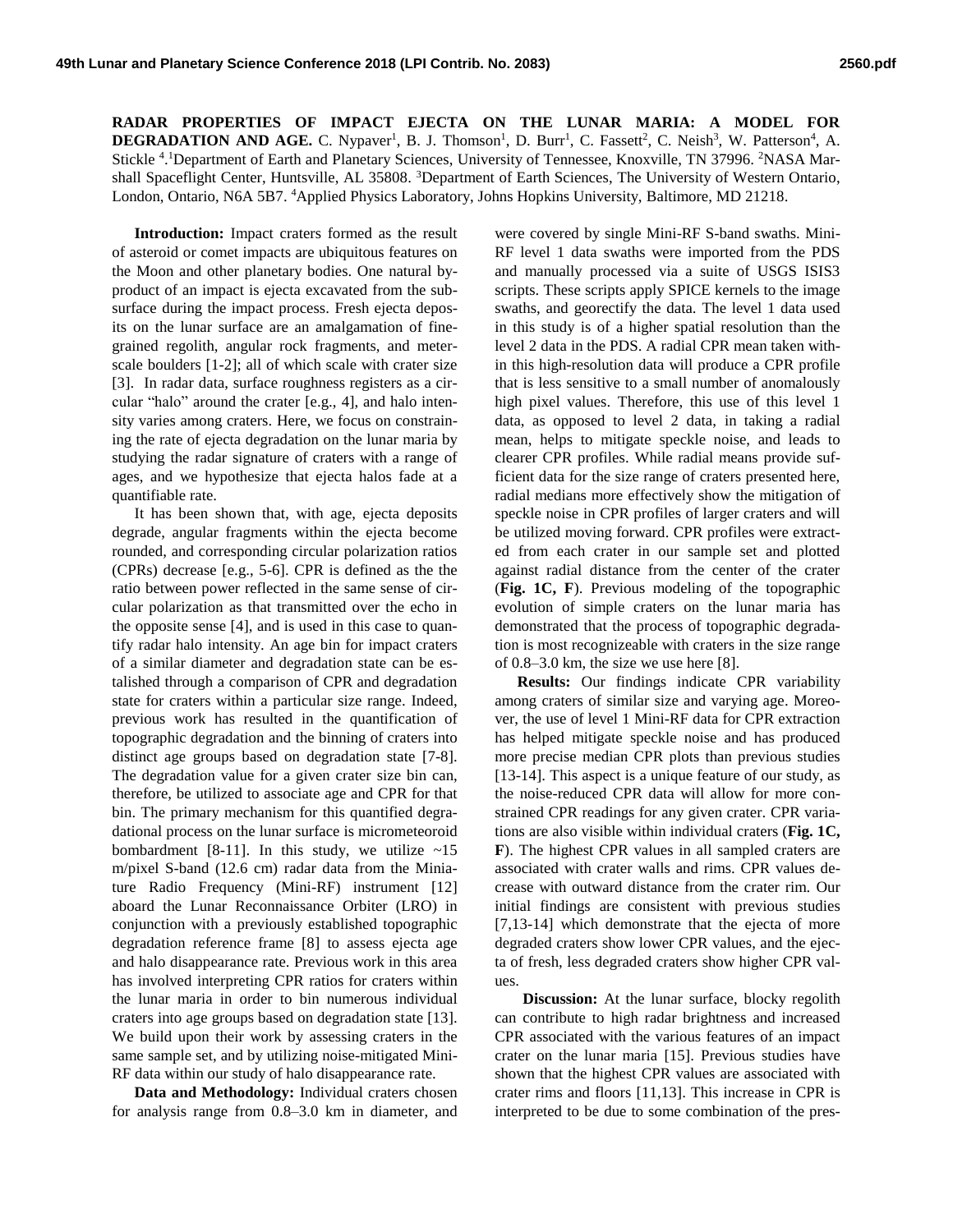# RADAR PROPERTIES OF IMPACT EJECTA ON THE LUNAR MARIA: A MODEL FOR DEGRADATION AND AGE.

C. Nypaver[1], B. J. Thomson[1], D. Burr[1], C. Fassett[2], C. Neish[3], W. Patterson[4], A. Stickle [4]. [1]Department of Earth and Planetary Sciences, University of Tennessee, Knoxville, TN 37996. [2]NASA Marshall Spaceflight Center, Huntsville, AL 35808. [3]Department of Earth Sciences, The University of Western Ontario, London, Ontario, N6A 5B7. [4]Applied Physics Laboratory, Johns Hopkins University, Baltimore, MD 21218.

**Introduction:** Impact craters formed as the result of asteroid or comet impacts are ubiquitous features on the Moon and other planetary bodies. One natural byproduct of an impact is ejecta excavated from the subsurface during the impact process. Fresh ejecta deposits on the lunar surface are an amalgamation of fine-grained regolith, angular rock fragments, and meter-scale boulders [1-2]; all of which scale with crater size [3]. In radar data, surface roughness registers as a circular "halo" around the crater [e.g., 4], and halo intensity varies among craters. Here, we focus on constraining the rate of ejecta degradation on the lunar maria by studying the radar signature of craters with a range of ages, and we hypothesize that ejecta halos fade at a quantifiable rate.

It has been shown that, with age, ejecta deposits degrade, angular fragments within the ejecta become rounded, and corresponding circular polarization ratios (CPRs) decrease [e.g., 5-6]. CPR is defined as the the ratio between power reflected in the same sense of circular polarization as that transmitted over the echo in the opposite sense [4], and is used in this case to quantify radar halo intensity. An age bin for impact craters of a similar diameter and degradation state can be established through a comparison of CPR and degradation state for craters within a particular size range. Indeed, previous work has resulted in the quantification of topographic degradation and the binning of craters into distinct age groups based on degradation state [7-8]. The degradation value for a given crater size bin can, therefore, be utilized to associate age and CPR for that bin. The primary mechanism for this quantified degradational process on the lunar surface is micrometeoroid bombardment [8-11]. In this study, we utilize ~15 m/pixel S-band (12.6 cm) radar data from the Miniature Radio Frequency (Mini-RF) instrument [12] aboard the Lunar Reconnaissance Orbiter (LRO) in conjunction with a previously established topographic degradation reference frame [8] to assess ejecta age and halo disappearance rate. Previous work in this area has involved interpreting CPR ratios for craters within the lunar maria in order to bin numerous individual craters into age groups based on degradation state [13]. We build upon their work by assessing craters in the same sample set, and by utilizing noise-mitigated Mini-RF data within our study of halo disappearance rate.

**Data and Methodology:** Individual craters chosen for analysis range from 0.8–3.0 km in diameter, and were covered by single Mini-RF S-band swaths. Mini-RF level 1 data swaths were imported from the PDS and manually processed via a suite of USGS ISIS3 scripts. These scripts apply SPICE kernels to the image swaths, and georectify the data. The level 1 data used in this study is of a higher spatial resolution than the level 2 data in the PDS. A radial CPR mean taken within this high-resolution data will produce a CPR profile that is less sensitive to a small number of anomalously high pixel values. Therefore, this use of this level 1 data, as opposed to level 2 data, in taking a radial mean, helps to mitigate speckle noise, and leads to clearer CPR profiles. While radial means provide sufficient data for the size range of craters presented here, radial medians more effectively show the mitigation of speckle noise in CPR profiles of larger craters and will be utilized moving forward. CPR profiles were extracted from each crater in our sample set and plotted against radial distance from the center of the crater (**Fig. 1C, F**). Previous modeling of the topographic evolution of simple craters on the lunar maria has demonstrated that the process of topographic degradation is most recognizeable with craters in the size range of 0.8–3.0 km, the size we use here [8].

**Results:** Our findings indicate CPR variability among craters of similar size and varying age. Moreover, the use of level 1 Mini-RF data for CPR extraction has helped mitigate speckle noise and has produced more precise median CPR plots than previous studies [13-14]. This aspect is a unique feature of our study, as the noise-reduced CPR data will allow for more constrained CPR readings for any given crater. CPR variations are also visible within individual craters (**Fig. 1C, F**). The highest CPR values in all sampled craters are associated with crater walls and rims. CPR values decrease with outward distance from the crater rim. Our initial findings are consistent with previous studies [7,13-14] which demonstrate that the ejecta of more degraded craters show lower CPR values, and the ejecta of fresh, less degraded craters show higher CPR values.

**Discussion:** At the lunar surface, blocky regolith can contribute to high radar brightness and increased CPR associated with the various features of an impact crater on the lunar maria [15]. Previous studies have shown that the highest CPR values are associated with crater rims and floors [11,13]. This increase in CPR is interpreted to be due to some combination of the pres-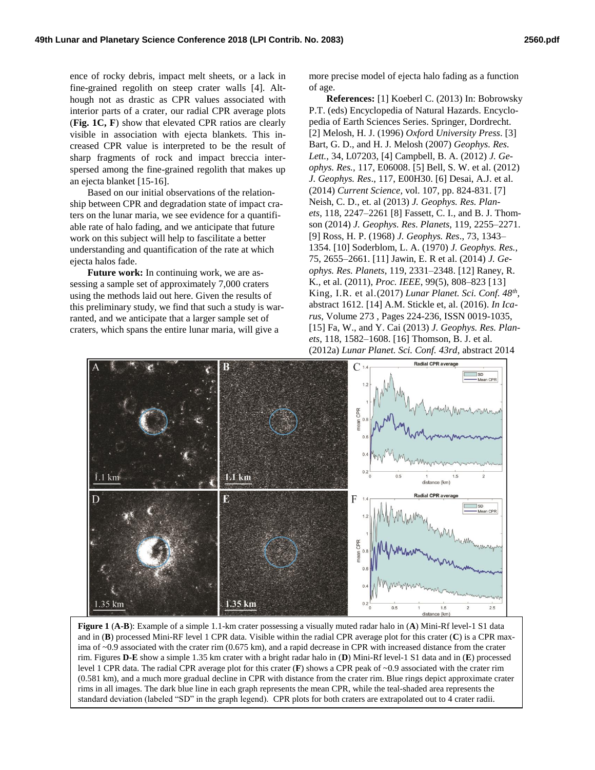ence of rocky debris, impact melt sheets, or a lack in fine-grained regolith on steep crater walls [4]. Although not as drastic as CPR values associated with interior parts of a crater, our radial CPR average plots (**Fig. 1C, F**) show that elevated CPR ratios are clearly visible in association with ejecta blankets. This increased CPR value is interpreted to be the result of sharp fragments of rock and impact breccia interspersed among the fine-grained regolith that makes up an ejecta blanket [15-16].

Based on our initial observations of the relationship between CPR and degradation state of impact craters on the lunar maria, we see evidence for a quantifiable rate of halo fading, and we anticipate that future work on this subject will help to fascilitate a better understanding and quantification of the rate at which ejecta halos fade.

**Future work:** In continuing work, we are assessing a sample set of approximately 7,000 craters using the methods laid out here. Given the results of this preliminary study, we find that such a study is warranted, and we anticipate that a larger sample set of craters, which spans the entire lunar maria, will give a more precise model of ejecta halo fading as a function of age.

**References:** [1] Koeberl C. (2013) In: Bobrowsky P.T. (eds) Encyclopedia of Natural Hazards. Encyclopedia of Earth Sciences Series. Springer, Dordrecht. [2] Melosh, H. J. (1996) *Oxford University Press*. [3] Bart, G. D., and H. J. Melosh (2007) *Geophys. Res. Lett.*, 34, L07203, [4] Campbell, B. A. (2012) *J. Geophys. Res.*, 117, E06008. [5] Bell, S. W. et al. (2012) *J. Geophys. Res*., 117, E00H30. [6] Desai, A.J. et al. (2014) *Current Science*, vol. 107, pp. 824-831. [7] Neish, C. D., et. al (2013) *J. Geophys. Res. Planets*, 118, 2247–2261 [8] Fassett, C. I., and B. J. Thomson (2014) *J. Geophys. Res. Planets*, 119, 2255–2271. [9] Ross, H. P. (1968) *J. Geophys. Res*., 73, 1343–1354. [10] Soderblom, L. A. (1970) *J. Geophys. Res.*, 75, 2655–2661. [11] Jawin, E. R et al. (2014) *J. Geophys. Res. Planets*, 119, 2331–2348. [12] Raney, R. K., et al. (2011), *Proc. IEEE*, 99(5), 808–823 [13] King, I.R. et al.(2017) *Lunar Planet. Sci. Conf. 48th*, abstract 1612. [14] A.M. Stickle et, al. (2016). *In Icarus*, Volume 273 , Pages 224-236, ISSN 0019-1035, [15] Fa, W., and Y. Cai (2013) *J. Geophys. Res. Planets*, 118, 1582–1608. [16] Thomson, B. J. et al. (2012a) *Lunar Planet. Sci. Conf. 43rd*, abstract 2014

A
1.1 km
B
1.1 km
C
Radial CPR average
SD
Mean CPR
mean CPR
distance (km)
D
1.35 km
E
1.35 km
F
Radial CPR average
SD
Mean CPR
mean CPR
distance (km)

**Figure 1** (**A-B**): Example of a simple 1.1-km crater possessing a visually muted radar halo in (**A**) Mini-Rf level-1 S1 data and in (**B**) processed Mini-RF level 1 CPR data. Visible within the radial CPR average plot for this crater (**C**) is a CPR maxima of ~0.9 associated with the crater rim (0.675 km), and a rapid decrease in CPR with increased distance from the crater rim. Figures **D-E** show a simple 1.35 km crater with a bright radar halo in (**D**) Mini-Rf level-1 S1 data and in (**E**) processed level 1 CPR data. The radial CPR average plot for this crater (**F**) shows a CPR peak of ~0.9 associated with the crater rim (0.581 km), and a much more gradual decline in CPR with distance from the crater rim. Blue rings depict approximate crater rims in all images. The dark blue line in each graph represents the mean CPR, while the teal-shaded area represents the standard deviation (labeled "SD" in the graph legend). CPR plots for both craters are extrapolated out to 4 crater radii.